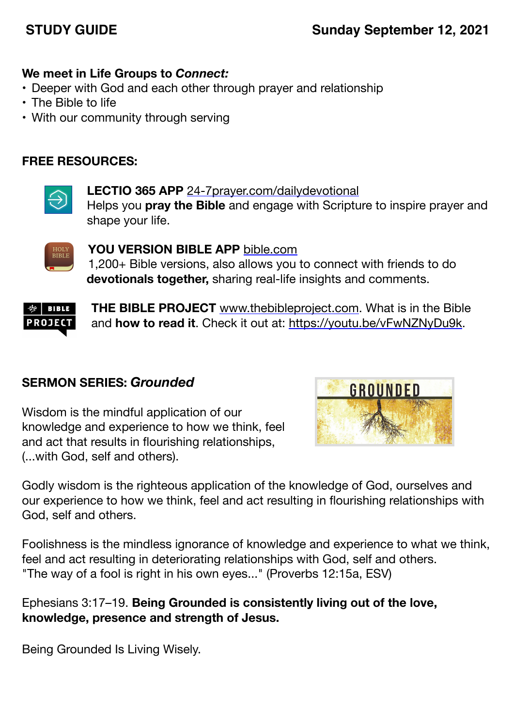**STUDY GUIDE** **Sunday September 12, 2021**

**We meet in Life Groups to *Connect:***

- Deeper with God and each other through prayer and relationship
- The Bible to life
- With our community through serving

**FREE RESOURCES:**

**LECTIO 365 APP** 24-7prayer.com/dailydevotional
Helps you **pray the Bible** and engage with Scripture to inspire prayer and shape your life.

**YOU VERSION BIBLE APP** bible.com
1,200+ Bible versions, also allows you to connect with friends to do **devotionals together,** sharing real-life insights and comments.

**THE BIBLE PROJECT** www.thebibleproject.com. What is in the Bible and **how to read it**. Check it out at: https://youtu.be/vFwNZNyDu9k.

**SERMON SERIES: *Grounded***

Wisdom is the mindful application of our knowledge and experience to how we think, feel and act that results in flourishing relationships, (...with God, self and others).

Godly wisdom is the righteous application of the knowledge of God, ourselves and our experience to how we think, feel and act resulting in flourishing relationships with God, self and others.

Foolishness is the mindless ignorance of knowledge and experience to what we think, feel and act resulting in deteriorating relationships with God, self and others.
"The way of a fool is right in his own eyes..." (Proverbs 12:15a, ESV)

Ephesians 3:17–19. **Being Grounded is consistently living out of the love, knowledge, presence and strength of Jesus.**

Being Grounded Is Living Wisely.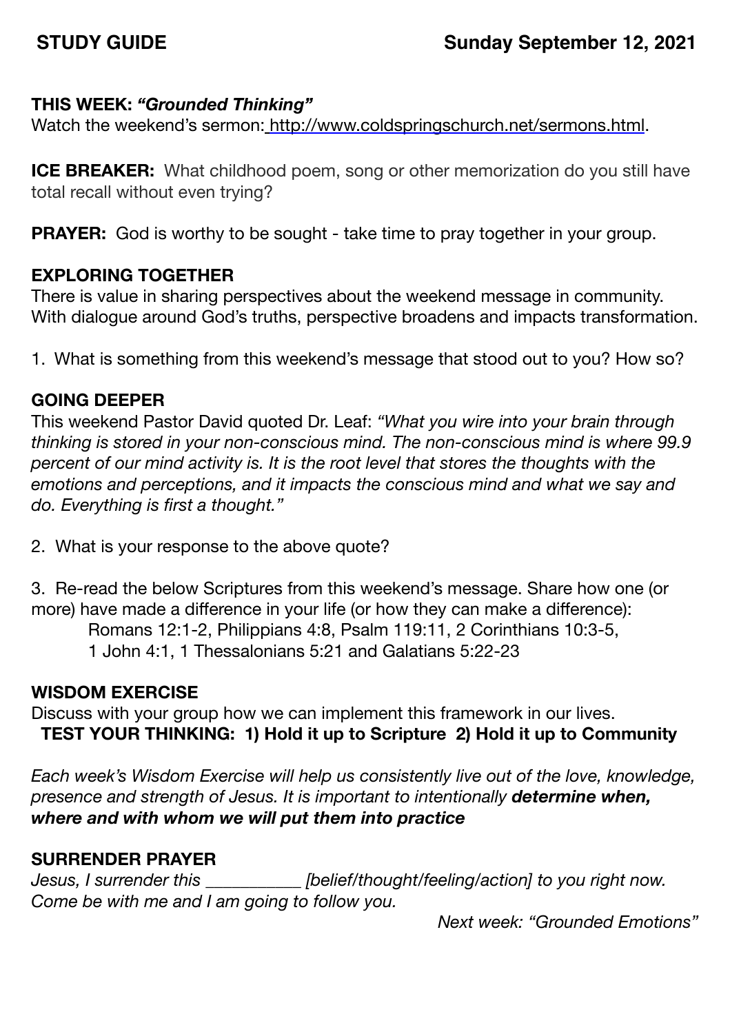**STUDY GUIDE** **Sunday September 12, 2021**

**THIS WEEK:** ***"Grounded Thinking"***
Watch the weekend's sermon: http://www.coldspringschurch.net/sermons.html.

**ICE BREAKER:** What childhood poem, song or other memorization do you still have total recall without even trying?

**PRAYER:** God is worthy to be sought - take time to pray together in your group.

**EXPLORING TOGETHER**
There is value in sharing perspectives about the weekend message in community. With dialogue around God's truths, perspective broadens and impacts transformation.

1. What is something from this weekend's message that stood out to you? How so?

**GOING DEEPER**
This weekend Pastor David quoted Dr. Leaf: *"What you wire into your brain through thinking is stored in your non-conscious mind. The non-conscious mind is where 99.9 percent of our mind activity is. It is the root level that stores the thoughts with the emotions and perceptions, and it impacts the conscious mind and what we say and do. Everything is first a thought."*

2. What is your response to the above quote?

3. Re-read the below Scriptures from this weekend's message. Share how one (or more) have made a difference in your life (or how they can make a difference):
Romans 12:1-2, Philippians 4:8, Psalm 119:11, 2 Corinthians 10:3-5,
1 John 4:1, 1 Thessalonians 5:21 and Galatians 5:22-23

**WISDOM EXERCISE**
Discuss with your group how we can implement this framework in our lives.
**TEST YOUR THINKING: 1) Hold it up to Scripture 2) Hold it up to Community**

*Each week's Wisdom Exercise will help us consistently live out of the love, knowledge, presence and strength of Jesus. It is important to intentionally **determine when, where and with whom we will put them into practice***

**SURRENDER PRAYER**
*Jesus, I surrender this __________ [belief/thought/feeling/action] to you right now. Come be with me and I am going to follow you.*

*Next week: "Grounded Emotions"*